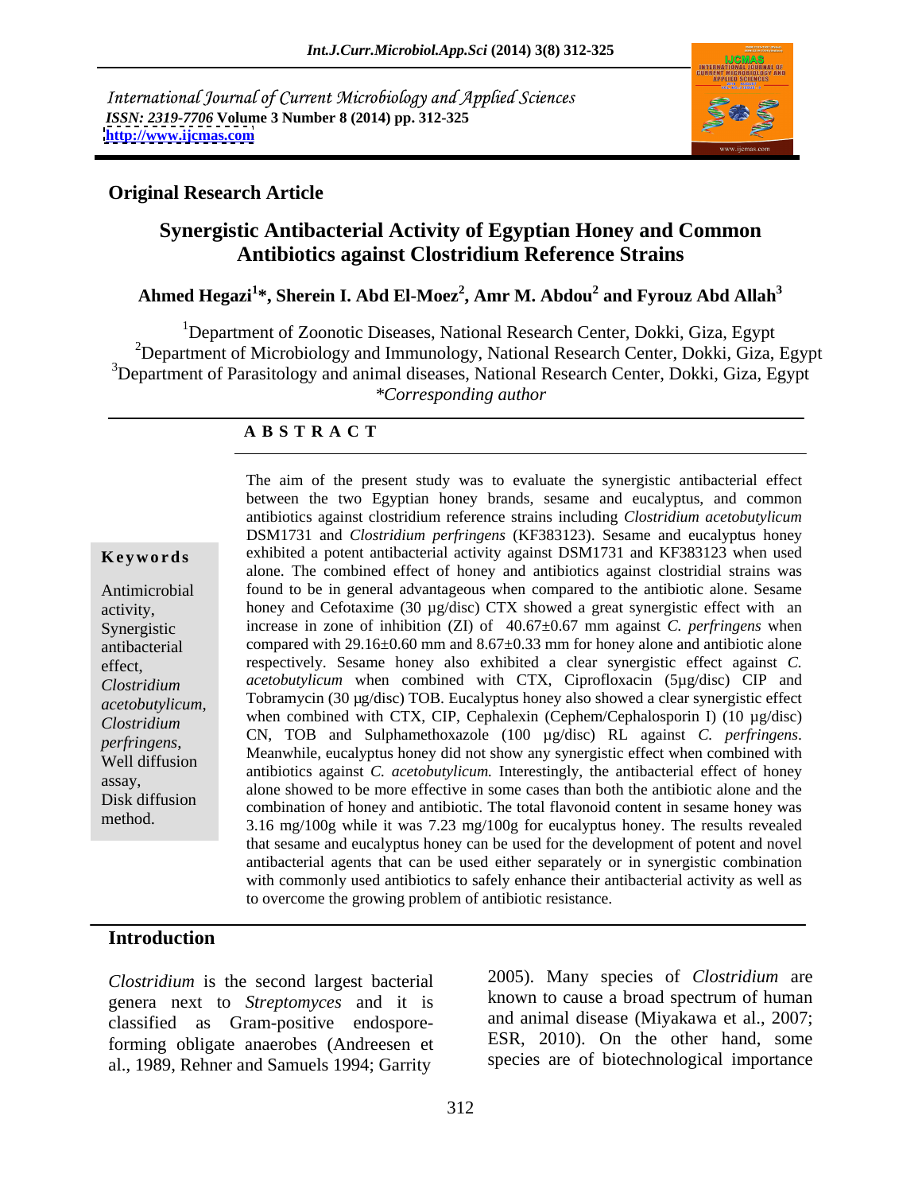International Journal of Current Microbiology and Applied Sciences
*ISSN: 2319-7706* **Volume 3 Number 8 (2014) pp. 312-325**
**http://www.ijcmas.com**

**Original Research Article**

# Synergistic Antibacterial Activity of Egyptian Honey and Common Antibiotics against Clostridium Reference Strains

**Ahmed Hegazi[1]*, Sherein I. Abd El-Moez[2], Amr M. Abdou[2] and Fyrouz Abd Allah[3]**

[1]Department of Zoonotic Diseases, National Research Center, Dokki, Giza, Egypt
[2]Department of Microbiology and Immunology, National Research Center, Dokki, Giza, Egypt
[3]Department of Parasitology and animal diseases, National Research Center, Dokki, Giza, Egypt
*\*Corresponding author*

**A B S T R A C T**

**Keywords**

Antimicrobial activity, Synergistic antibacterial effect, *Clostridium acetobutylicum*, *Clostridium perfringens*, Well diffusion assay, Disk diffusion method.

The aim of the present study was to evaluate the synergistic antibacterial effect between the two Egyptian honey brands, sesame and eucalyptus, and common antibiotics against clostridium reference strains including *Clostridium acetobutylicum* DSM1731 and *Clostridium perfringens* (KF383123). Sesame and eucalyptus honey exhibited a potent antibacterial activity against DSM1731 and KF383123 when used alone. The combined effect of honey and antibiotics against clostridial strains was found to be in general advantageous when compared to the antibiotic alone. Sesame honey and Cefotaxime (30 µg/disc) CTX showed a great synergistic effect with an increase in zone of inhibition (ZI) of 40.67±0.67 mm against *C. perfringens* when compared with 29.16±0.60 mm and 8.67±0.33 mm for honey alone and antibiotic alone respectively. Sesame honey also exhibited a clear synergistic effect against *C. acetobutylicum* when combined with CTX, Ciprofloxacin (5µg/disc) CIP and Tobramycin (30 µg/disc) TOB. Eucalyptus honey also showed a clear synergistic effect when combined with CTX, CIP, Cephalexin (Cephem/Cephalosporin I) (10 µg/disc) CN, TOB and Sulphamethoxazole (100 µg/disc) RL against *C. perfringens*. Meanwhile, eucalyptus honey did not show any synergistic effect when combined with antibiotics against *C. acetobutylicum.* Interestingly, the antibacterial effect of honey alone showed to be more effective in some cases than both the antibiotic alone and the combination of honey and antibiotic. The total flavonoid content in sesame honey was 3.16 mg/100g while it was 7.23 mg/100g for eucalyptus honey. The results revealed that sesame and eucalyptus honey can be used for the development of potent and novel antibacterial agents that can be used either separately or in synergistic combination with commonly used antibiotics to safely enhance their antibacterial activity as well as to overcome the growing problem of antibiotic resistance.

## Introduction

*Clostridium* is the second largest bacterial genera next to *Streptomyces* and it is classified as Gram-positive endospore-forming obligate anaerobes (Andreesen et al., 1989, Rehner and Samuels 1994; Garrity 2005). Many species of *Clostridium* are known to cause a broad spectrum of human and animal disease (Miyakawa et al., 2007; ESR, 2010). On the other hand, some species are of biotechnological importance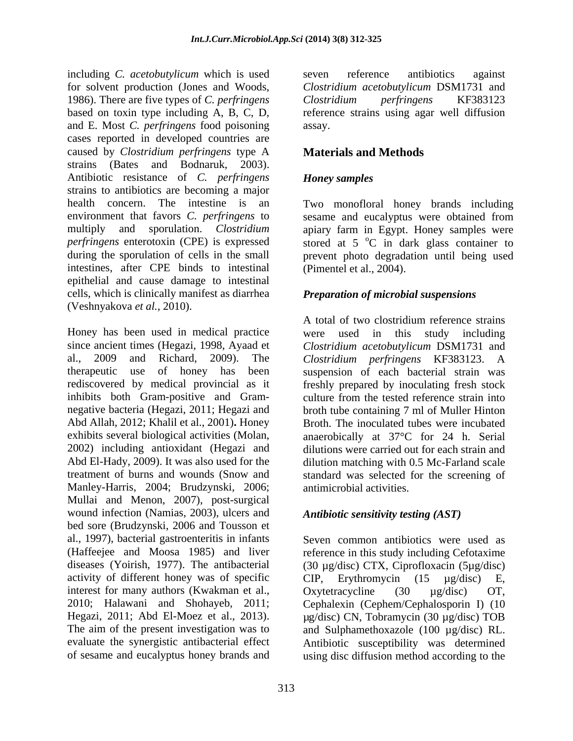including *C. acetobutylicum* which is used for solvent production (Jones and Woods, 1986). There are five types of *C. perfringens* based on toxin type including A, B, C, D, and E. Most *C. perfringens* food poisoning cases reported in developed countries are caused by *Clostridium perfringens* type A strains (Bates and Bodnaruk, 2003). Antibiotic resistance of *C. perfringens* strains to antibiotics are becoming a major health concern. The intestine is an environment that favors *C. perfringens* to multiply and sporulation. *Clostridium perfringens* enterotoxin (CPE) is expressed during the sporulation of cells in the small intestines, after CPE binds to intestinal epithelial and cause damage to intestinal cells, which is clinically manifest as diarrhea (Veshnyakova *et al.,* 2010).

Honey has been used in medical practice since ancient times (Hegazi, 1998, Ayaad et al., 2009 and Richard, 2009). The therapeutic use of honey has been rediscovered by medical provincial as it inhibits both Gram-positive and Gram-negative bacteria (Hegazi, 2011; Hegazi and Abd Allah, 2012; Khalil et al., 2001)**.** Honey exhibits several biological activities (Molan, 2002) including antioxidant (Hegazi and Abd El-Hady, 2009). It was also used for the treatment of burns and wounds (Snow and Manley-Harris, 2004; Brudzynski, 2006; Mullai and Menon, 2007), post-surgical wound infection (Namias, 2003), ulcers and bed sore (Brudzynski, 2006 and Tousson et al., 1997), bacterial gastroenteritis in infants (Haffeejee and Moosa 1985) and liver diseases (Yoirish, 1977). The antibacterial activity of different honey was of specific interest for many authors (Kwakman et al., 2010; Halawani and Shohayeb, 2011; Hegazi, 2011; Abd El-Moez et al., 2013). The aim of the present investigation was to evaluate the synergistic antibacterial effect of sesame and eucalyptus honey brands and seven reference antibiotics against *Clostridium acetobutylicum* DSM1731 and *Clostridium perfringens* KF383123 reference strains using agar well diffusion assay.

## Materials and Methods

### *Honey samples*

Two monofloral honey brands including sesame and eucalyptus were obtained from apiary farm in Egypt. Honey samples were stored at 5 $^{o}$C in dark glass container to prevent photo degradation until being used (Pimentel et al., 2004).

### *Preparation of microbial suspensions*

A total of two clostridium reference strains were used in this study including *Clostridium acetobutylicum* DSM1731 and *Clostridium perfringens* KF383123. A suspension of each bacterial strain was freshly prepared by inoculating fresh stock culture from the tested reference strain into broth tube containing 7 ml of Muller Hinton Broth. The inoculated tubes were incubated anaerobically at 37°C for 24 h. Serial dilutions were carried out for each strain and dilution matching with 0.5 Mc-Farland scale standard was selected for the screening of antimicrobial activities.

### *Antibiotic sensitivity testing (AST)*

Seven common antibiotics were used as reference in this study including Cefotaxime (30 µg/disc) CTX, Ciprofloxacin (5µg/disc) CIP, Erythromycin (15 µg/disc) E, Oxytetracycline (30 µg/disc) OT, Cephalexin (Cephem/Cephalosporin I) (10 µg/disc) CN, Tobramycin (30 µg/disc) TOB and Sulphamethoxazole (100 µg/disc) RL. Antibiotic susceptibility was determined using disc diffusion method according to the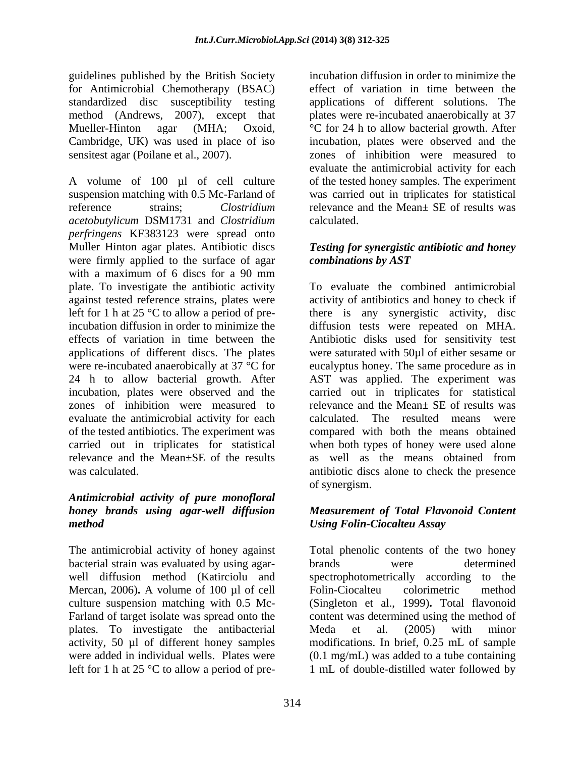guidelines published by the British Society for Antimicrobial Chemotherapy (BSAC) standardized disc susceptibility testing method (Andrews, 2007), except that Mueller-Hinton agar (MHA; Oxoid, Cambridge, UK) was used in place of iso sensitest agar (Poilane et al., 2007).

A volume of 100 µl of cell culture suspension matching with 0.5 Mc-Farland of reference strains; *Clostridium acetobutylicum* DSM1731 and *Clostridium perfringens* KF383123 were spread onto Muller Hinton agar plates. Antibiotic discs were firmly applied to the surface of agar with a maximum of 6 discs for a 90 mm plate. To investigate the antibiotic activity against tested reference strains, plates were left for 1 h at 25 °C to allow a period of pre-incubation diffusion in order to minimize the effects of variation in time between the applications of different discs. The plates were re-incubated anaerobically at 37 °C for 24 h to allow bacterial growth. After incubation, plates were observed and the zones of inhibition were measured to evaluate the antimicrobial activity for each of the tested antibiotics. The experiment was carried out in triplicates for statistical relevance and the Mean±SE of the results was calculated.

### *Antimicrobial activity of pure monofloral honey brands using agar-well diffusion method*

The antimicrobial activity of honey against bacterial strain was evaluated by using agar-well diffusion method (Katirciolu and Mercan, 2006)**.** A volume of 100 µl of cell culture suspension matching with 0.5 Mc-Farland of target isolate was spread onto the plates. To investigate the antibacterial activity, 50 µl of different honey samples were added in individual wells. Plates were left for 1 h at 25 °C to allow a period of pre-incubation diffusion in order to minimize the effect of variation in time between the applications of different solutions. The plates were re-incubated anaerobically at 37 °C for 24 h to allow bacterial growth. After incubation, plates were observed and the zones of inhibition were measured to evaluate the antimicrobial activity for each of the tested honey samples. The experiment was carried out in triplicates for statistical relevance and the Mean± SE of results was calculated.

### *Testing for synergistic antibiotic and honey combinations by AST*

To evaluate the combined antimicrobial activity of antibiotics and honey to check if there is any synergistic activity, disc diffusion tests were repeated on MHA. Antibiotic disks used for sensitivity test were saturated with 50µl of either sesame or eucalyptus honey. The same procedure as in AST was applied. The experiment was carried out in triplicates for statistical relevance and the Mean± SE of results was calculated. The resulted means were compared with both the means obtained when both types of honey were used alone as well as the means obtained from antibiotic discs alone to check the presence of synergism.

### *Measurement of Total Flavonoid Content Using Folin-Ciocalteu Assay*

Total phenolic contents of the two honey brands were determined spectrophotometrically according to the Folin-Ciocalteu colorimetric method (Singleton et al., 1999)**.** Total flavonoid content was determined using the method of Meda et al. (2005) with minor modifications. In brief, 0.25 mL of sample (0.1 mg/mL) was added to a tube containing 1 mL of double-distilled water followed by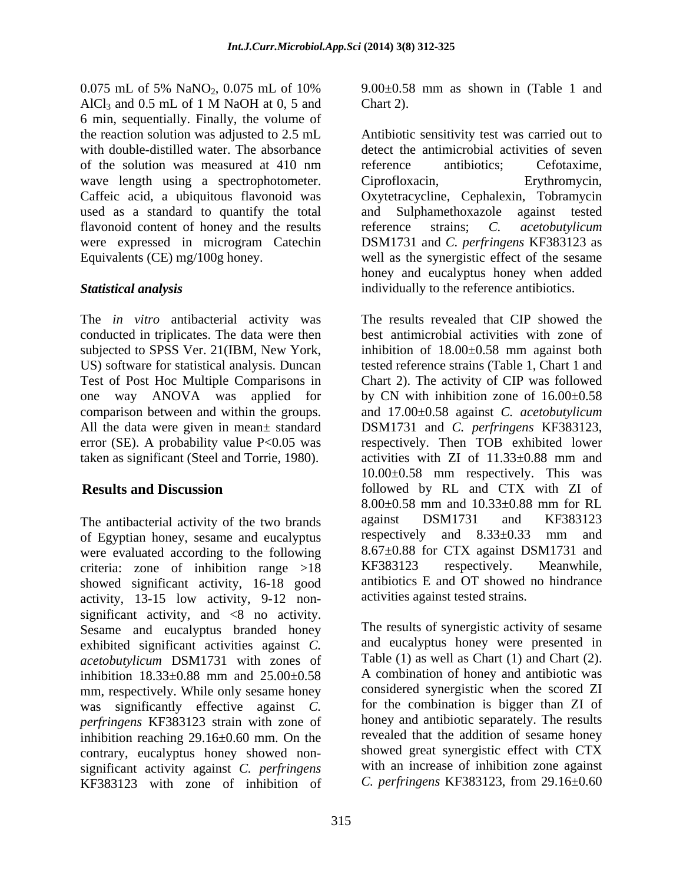0.075 mL of 5% $NaNO_2$, 0.075 mL of 10% $AlCl_3$ and 0.5 mL of 1 M NaOH at 0, 5 and 6 min, sequentially. Finally, the volume of the reaction solution was adjusted to 2.5 mL with double-distilled water. The absorbance of the solution was measured at 410 nm wave length using a spectrophotometer. Caffeic acid, a ubiquitous flavonoid was used as a standard to quantify the total flavonoid content of honey and the results were expressed in microgram Catechin Equivalents (CE) mg/100g honey.

### *Statistical analysis*

The *in vitro* antibacterial activity was conducted in triplicates. The data were then subjected to SPSS Ver. 21(IBM, New York, US) software for statistical analysis. Duncan Test of Post Hoc Multiple Comparisons in one way ANOVA was applied for comparison between and within the groups. All the data were given in mean± standard error (SE). A probability value P<0.05 was taken as significant (Steel and Torrie, 1980).

## Results and Discussion

The antibacterial activity of the two brands of Egyptian honey, sesame and eucalyptus were evaluated according to the following criteria: zone of inhibition range >18 showed significant activity, 16-18 good activity, 13-15 low activity, 9-12 non-significant activity, and <8 no activity. Sesame and eucalyptus branded honey exhibited significant activities against *C. acetobutylicum* DSM1731 with zones of inhibition 18.33±0.88 mm and 25.00±0.58 mm, respectively. While only sesame honey was significantly effective against *C. perfringens* KF383123 strain with zone of inhibition reaching 29.16±0.60 mm. On the contrary, eucalyptus honey showed non-significant activity against *C. perfringens* KF383123 with zone of inhibition of 9.00±0.58 mm as shown in (Table 1 and Chart 2).

Antibiotic sensitivity test was carried out to detect the antimicrobial activities of seven reference antibiotics; Cefotaxime, Ciprofloxacin, Erythromycin, Oxytetracycline, Cephalexin, Tobramycin and Sulphamethoxazole against tested reference strains; *C. acetobutylicum* DSM1731 and *C. perfringens* KF383123 as well as the synergistic effect of the sesame honey and eucalyptus honey when added individually to the reference antibiotics.

The results revealed that CIP showed the best antimicrobial activities with zone of inhibition of 18.00±0.58 mm against both tested reference strains (Table 1, Chart 1 and Chart 2). The activity of CIP was followed by CN with inhibition zone of 16.00±0.58 and 17.00±0.58 against *C. acetobutylicum* DSM1731 and *C. perfringens* KF383123, respectively. Then TOB exhibited lower activities with ZI of 11.33±0.88 mm and 10.00±0.58 mm respectively. This was followed by RL and CTX with ZI of 8.00±0.58 mm and 10.33±0.88 mm for RL against DSM1731 and KF383123 respectively and 8.33±0.33 mm and 8.67±0.88 for CTX against DSM1731 and KF383123 respectively. Meanwhile, antibiotics E and OT showed no hindrance activities against tested strains.

The results of synergistic activity of sesame and eucalyptus honey were presented in Table (1) as well as Chart (1) and Chart (2). A combination of honey and antibiotic was considered synergistic when the scored ZI for the combination is bigger than ZI of honey and antibiotic separately. The results revealed that the addition of sesame honey showed great synergistic effect with CTX with an increase of inhibition zone against *C. perfringens* KF383123, from 29.16±0.60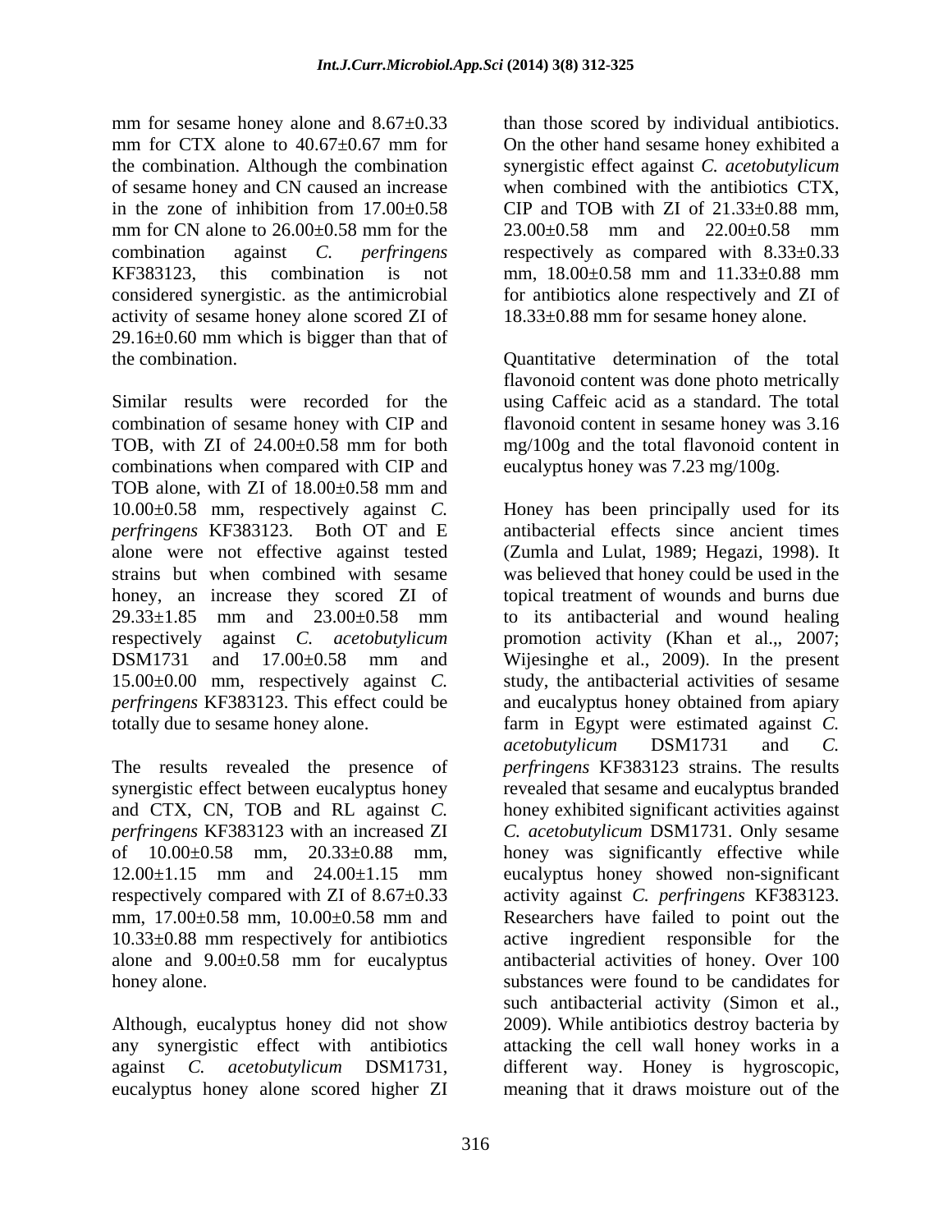mm for sesame honey alone and 8.67±0.33 mm for CTX alone to 40.67±0.67 mm for the combination. Although the combination of sesame honey and CN caused an increase in the zone of inhibition from 17.00±0.58 mm for CN alone to 26.00±0.58 mm for the combination against *C. perfringens* KF383123, this combination is not considered synergistic. as the antimicrobial activity of sesame honey alone scored ZI of 29.16±0.60 mm which is bigger than that of the combination.

Similar results were recorded for the combination of sesame honey with CIP and TOB, with ZI of 24.00±0.58 mm for both combinations when compared with CIP and TOB alone, with ZI of 18.00±0.58 mm and 10.00±0.58 mm, respectively against *C. perfringens* KF383123. Both OT and E alone were not effective against tested strains but when combined with sesame honey, an increase they scored ZI of 29.33±1.85 mm and 23.00±0.58 mm respectively against *C. acetobutylicum* DSM1731 and 17.00±0.58 mm and 15.00±0.00 mm, respectively against *C. perfringens* KF383123. This effect could be totally due to sesame honey alone.

The results revealed the presence of synergistic effect between eucalyptus honey and CTX, CN, TOB and RL against *C. perfringens* KF383123 with an increased ZI of 10.00±0.58 mm, 20.33±0.88 mm, 12.00±1.15 mm and 24.00±1.15 mm respectively compared with ZI of 8.67±0.33 mm, 17.00±0.58 mm, 10.00±0.58 mm and 10.33±0.88 mm respectively for antibiotics alone and 9.00±0.58 mm for eucalyptus honey alone.

Although, eucalyptus honey did not show any synergistic effect with antibiotics against *C. acetobutylicum* DSM1731, eucalyptus honey alone scored higher ZI than those scored by individual antibiotics. On the other hand sesame honey exhibited a synergistic effect against *C. acetobutylicum* when combined with the antibiotics CTX, CIP and TOB with ZI of 21.33±0.88 mm, 23.00±0.58 mm and 22.00±0.58 mm respectively as compared with 8.33±0.33 mm, 18.00±0.58 mm and 11.33±0.88 mm for antibiotics alone respectively and ZI of 18.33±0.88 mm for sesame honey alone.

Quantitative determination of the total flavonoid content was done photo metrically using Caffeic acid as a standard. The total flavonoid content in sesame honey was 3.16 mg/100g and the total flavonoid content in eucalyptus honey was 7.23 mg/100g.

Honey has been principally used for its antibacterial effects since ancient times (Zumla and Lulat, 1989; Hegazi, 1998). It was believed that honey could be used in the topical treatment of wounds and burns due to its antibacterial and wound healing promotion activity (Khan et al.,, 2007; Wijesinghe et al., 2009). In the present study, the antibacterial activities of sesame and eucalyptus honey obtained from apiary farm in Egypt were estimated against *C. acetobutylicum* DSM1731 and *C. perfringens* KF383123 strains. The results revealed that sesame and eucalyptus branded honey exhibited significant activities against *C. acetobutylicum* DSM1731. Only sesame honey was significantly effective while eucalyptus honey showed non-significant activity against *C. perfringens* KF383123. Researchers have failed to point out the active ingredient responsible for the antibacterial activities of honey. Over 100 substances were found to be candidates for such antibacterial activity (Simon et al., 2009). While antibiotics destroy bacteria by attacking the cell wall honey works in a different way. Honey is hygroscopic, meaning that it draws moisture out of the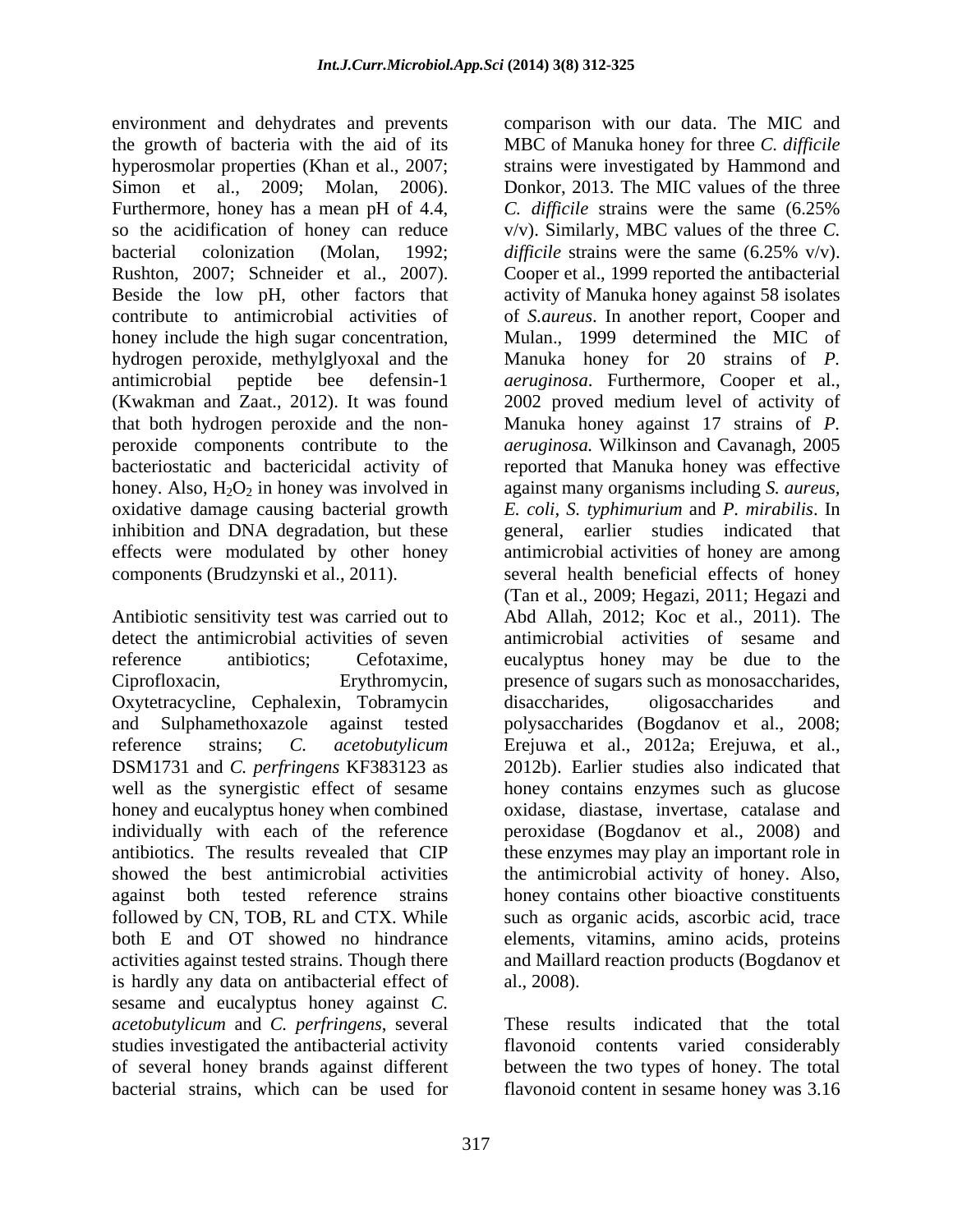environment and dehydrates and prevents the growth of bacteria with the aid of its hyperosmolar properties (Khan et al., 2007; Simon et al., 2009; Molan, 2006). Furthermore, honey has a mean pH of 4.4, so the acidification of honey can reduce bacterial colonization (Molan, 1992; Rushton, 2007; Schneider et al., 2007). Beside the low pH, other factors that contribute to antimicrobial activities of honey include the high sugar concentration, hydrogen peroxide, methylglyoxal and the antimicrobial peptide bee defensin-1 (Kwakman and Zaat., 2012). It was found that both hydrogen peroxide and the non-peroxide components contribute to the bacteriostatic and bactericidal activity of honey. Also, $H_2O_2$ in honey was involved in oxidative damage causing bacterial growth inhibition and DNA degradation, but these effects were modulated by other honey components (Brudzynski et al., 2011).

Antibiotic sensitivity test was carried out to detect the antimicrobial activities of seven reference antibiotics; Cefotaxime, Ciprofloxacin, Erythromycin, Oxytetracycline, Cephalexin, Tobramycin and Sulphamethoxazole against tested reference strains; *C. acetobutylicum* DSM1731 and *C. perfringens* KF383123 as well as the synergistic effect of sesame honey and eucalyptus honey when combined individually with each of the reference antibiotics. The results revealed that CIP showed the best antimicrobial activities against both tested reference strains followed by CN, TOB, RL and CTX. While both E and OT showed no hindrance activities against tested strains. Though there is hardly any data on antibacterial effect of sesame and eucalyptus honey against *C. acetobutylicum* and *C. perfringens*, several studies investigated the antibacterial activity of several honey brands against different bacterial strains, which can be used for comparison with our data. The MIC and MBC of Manuka honey for three *C. difficile* strains were investigated by Hammond and Donkor, 2013. The MIC values of the three *C. difficile* strains were the same (6.25% v/v). Similarly, MBC values of the three *C. difficile* strains were the same (6.25% v/v). Cooper et al., 1999 reported the antibacterial activity of Manuka honey against 58 isolates of *S.aureus*. In another report, Cooper and Mulan., 1999 determined the MIC of Manuka honey for 20 strains of *P. aeruginosa*. Furthermore, Cooper et al., 2002 proved medium level of activity of Manuka honey against 17 strains of *P. aeruginosa.* Wilkinson and Cavanagh, 2005 reported that Manuka honey was effective against many organisms including *S. aureus, E. coli, S. typhimurium* and *P. mirabilis*. In general, earlier studies indicated that antimicrobial activities of honey are among several health beneficial effects of honey (Tan et al., 2009; Hegazi, 2011; Hegazi and Abd Allah, 2012; Koc et al., 2011). The antimicrobial activities of sesame and eucalyptus honey may be due to the presence of sugars such as monosaccharides, disaccharides, oligosaccharides and polysaccharides (Bogdanov et al., 2008; Erejuwa et al., 2012a; Erejuwa, et al., 2012b). Earlier studies also indicated that honey contains enzymes such as glucose oxidase, diastase, invertase, catalase and peroxidase (Bogdanov et al., 2008) and these enzymes may play an important role in the antimicrobial activity of honey. Also, honey contains other bioactive constituents such as organic acids, ascorbic acid, trace elements, vitamins, amino acids, proteins and Maillard reaction products (Bogdanov et al., 2008).

These results indicated that the total flavonoid contents varied considerably between the two types of honey. The total flavonoid content in sesame honey was 3.16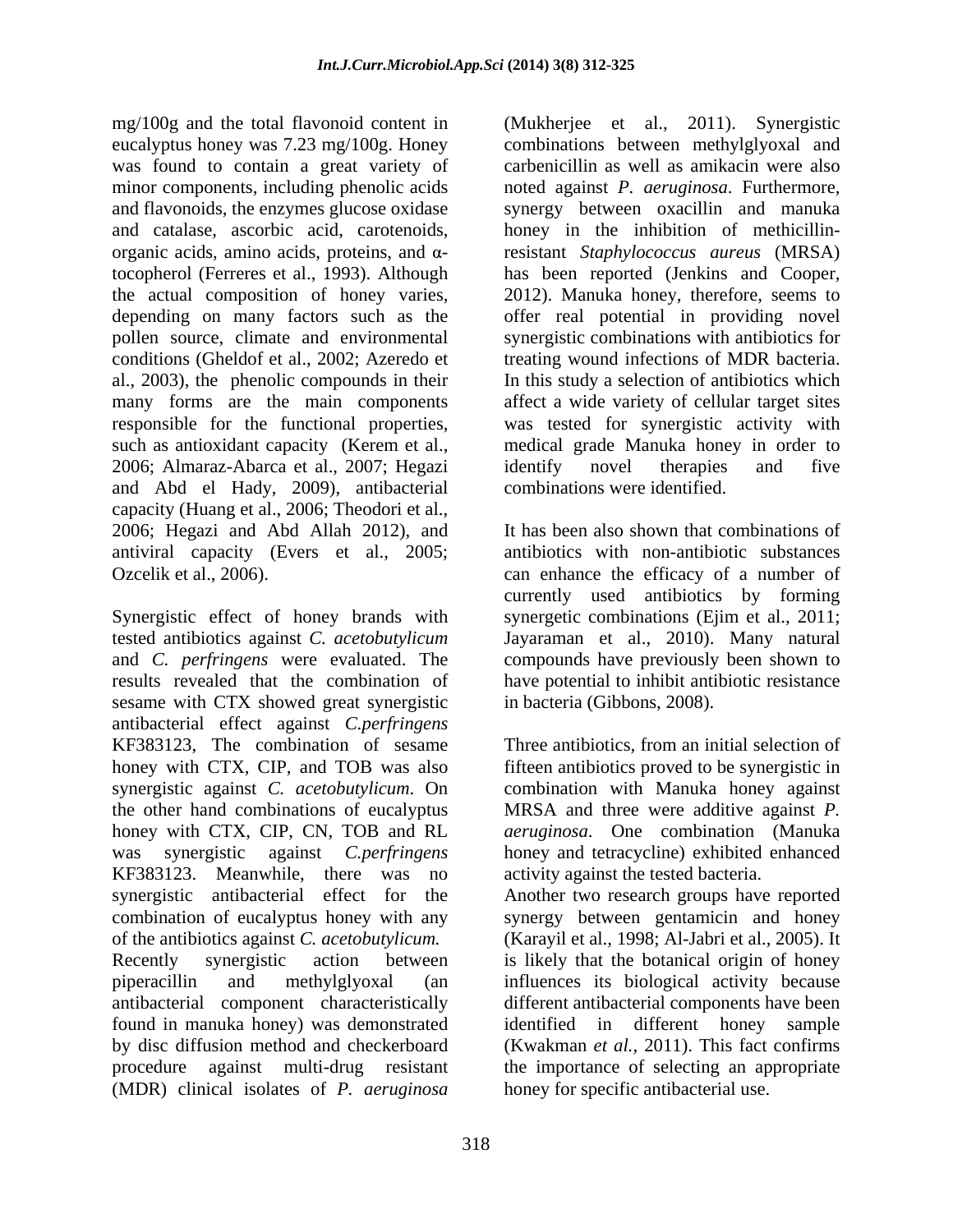mg/100g and the total flavonoid content in eucalyptus honey was 7.23 mg/100g. Honey was found to contain a great variety of minor components, including phenolic acids and flavonoids, the enzymes glucose oxidase and catalase, ascorbic acid, carotenoids, organic acids, amino acids, proteins, and α-tocopherol (Ferreres et al., 1993). Although the actual composition of honey varies, depending on many factors such as the pollen source, climate and environmental conditions (Gheldof et al., 2002; Azeredo et al., 2003), the phenolic compounds in their many forms are the main components responsible for the functional properties, such as antioxidant capacity (Kerem et al., 2006; Almaraz-Abarca et al., 2007; Hegazi and Abd el Hady, 2009), antibacterial capacity (Huang et al., 2006; Theodori et al., 2006; Hegazi and Abd Allah 2012), and antiviral capacity (Evers et al., 2005; Ozcelik et al., 2006).

Synergistic effect of honey brands with tested antibiotics against *C. acetobutylicum* and *C. perfringens* were evaluated. The results revealed that the combination of sesame with CTX showed great synergistic antibacterial effect against *C.perfringens* KF383123, The combination of sesame honey with CTX, CIP, and TOB was also synergistic against *C. acetobutylicum*. On the other hand combinations of eucalyptus honey with CTX, CIP, CN, TOB and RL was synergistic against *C.perfringens* KF383123. Meanwhile, there was no synergistic antibacterial effect for the combination of eucalyptus honey with any of the antibiotics against *C. acetobutylicum.* Recently synergistic action between piperacillin and methylglyoxal (an antibacterial component characteristically found in manuka honey) was demonstrated by disc diffusion method and checkerboard procedure against multi-drug resistant (MDR) clinical isolates of *P. aeruginosa* (Mukherjee et al., 2011). Synergistic combinations between methylglyoxal and carbenicillin as well as amikacin were also noted against *P. aeruginosa*. Furthermore, synergy between oxacillin and manuka honey in the inhibition of methicillin-resistant *Staphylococcus aureus* (MRSA) has been reported (Jenkins and Cooper, 2012). Manuka honey, therefore, seems to offer real potential in providing novel synergistic combinations with antibiotics for treating wound infections of MDR bacteria. In this study a selection of antibiotics which affect a wide variety of cellular target sites was tested for synergistic activity with medical grade Manuka honey in order to identify novel therapies and five combinations were identified.

It has been also shown that combinations of antibiotics with non-antibiotic substances can enhance the efficacy of a number of currently used antibiotics by forming synergetic combinations (Ejim et al., 2011; Jayaraman et al., 2010). Many natural compounds have previously been shown to have potential to inhibit antibiotic resistance in bacteria (Gibbons, 2008).

Three antibiotics, from an initial selection of fifteen antibiotics proved to be synergistic in combination with Manuka honey against MRSA and three were additive against *P. aeruginosa*. One combination (Manuka honey and tetracycline) exhibited enhanced activity against the tested bacteria.

Another two research groups have reported synergy between gentamicin and honey (Karayil et al., 1998; Al-Jabri et al., 2005). It is likely that the botanical origin of honey influences its biological activity because different antibacterial components have been identified in different honey sample (Kwakman *et al.,* 2011). This fact confirms the importance of selecting an appropriate honey for specific antibacterial use.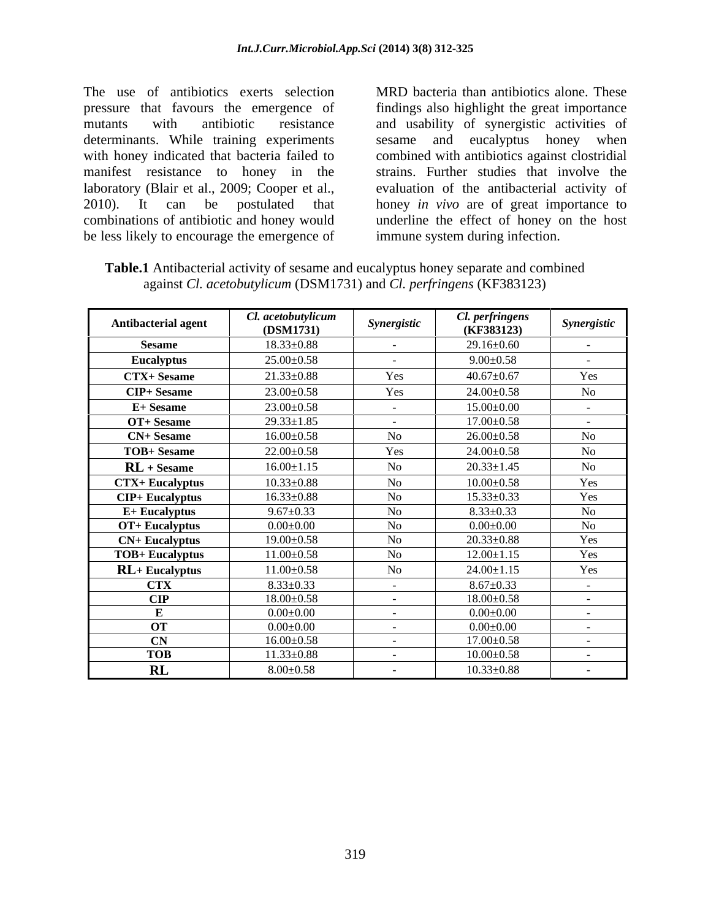The use of antibiotics exerts selection pressure that favours the emergence of mutants with antibiotic resistance determinants. While training experiments with honey indicated that bacteria failed to manifest resistance to honey in the laboratory (Blair et al., 2009; Cooper et al., 2010). It can be postulated that combinations of antibiotic and honey would be less likely to encourage the emergence of MRD bacteria than antibiotics alone. These findings also highlight the great importance and usability of synergistic activities of sesame and eucalyptus honey when combined with antibiotics against clostridial strains. Further studies that involve the evaluation of the antibacterial activity of honey *in vivo* are of great importance to underline the effect of honey on the host immune system during infection.

**Table.1** Antibacterial activity of sesame and eucalyptus honey separate and combined against *Cl. acetobutylicum* (DSM1731) and *Cl. perfringens* (KF383123)

| Antibacterial agent | *Cl. acetobutylicum* (DSM1731) | *Synergistic* | *Cl. perfringens* (KF383123) | *Synergistic* |
|---|---|---|---|---|
| **Sesame** | 18.33±0.88 | - | 29.16±0.60 | - |
| **Eucalyptus** | 25.00±0.58 | - | 9.00±0.58 | - |
| **CTX+ Sesame** | 21.33±0.88 | Yes | 40.67±0.67 | Yes |
| **CIP+ Sesame** | 23.00±0.58 | Yes | 24.00±0.58 | No |
| **E+ Sesame** | 23.00±0.58 | - | 15.00±0.00 | - |
| **OT+ Sesame** | 29.33±1.85 | - | 17.00±0.58 | - |
| **CN+ Sesame** | 16.00±0.58 | No | 26.00±0.58 | No |
| **TOB+ Sesame** | 22.00±0.58 | Yes | 24.00±0.58 | No |
| **RL + Sesame** | 16.00±1.15 | No | 20.33±1.45 | No |
| **CTX+ Eucalyptus** | 10.33±0.88 | No | 10.00±0.58 | Yes |
| **CIP+ Eucalyptus** | 16.33±0.88 | No | 15.33±0.33 | Yes |
| **E+ Eucalyptus** | 9.67±0.33 | No | 8.33±0.33 | No |
| **OT+ Eucalyptus** | 0.00±0.00 | No | 0.00±0.00 | No |
| **CN+ Eucalyptus** | 19.00±0.58 | No | 20.33±0.88 | Yes |
| **TOB+ Eucalyptus** | 11.00±0.58 | No | 12.00±1.15 | Yes |
| **RL+ Eucalyptus** | 11.00±0.58 | No | 24.00±1.15 | Yes |
| **CTX** | 8.33±0.33 | - | 8.67±0.33 | - |
| **CIP** | 18.00±0.58 | - | 18.00±0.58 | - |
| **E** | 0.00±0.00 | - | 0.00±0.00 | - |
| **OT** | 0.00±0.00 | - | 0.00±0.00 | - |
| **CN** | 16.00±0.58 | - | 17.00±0.58 | - |
| **TOB** | 11.33±0.88 | - | 10.00±0.58 | - |
| **RL** | 8.00±0.58 | - | 10.33±0.88 | - |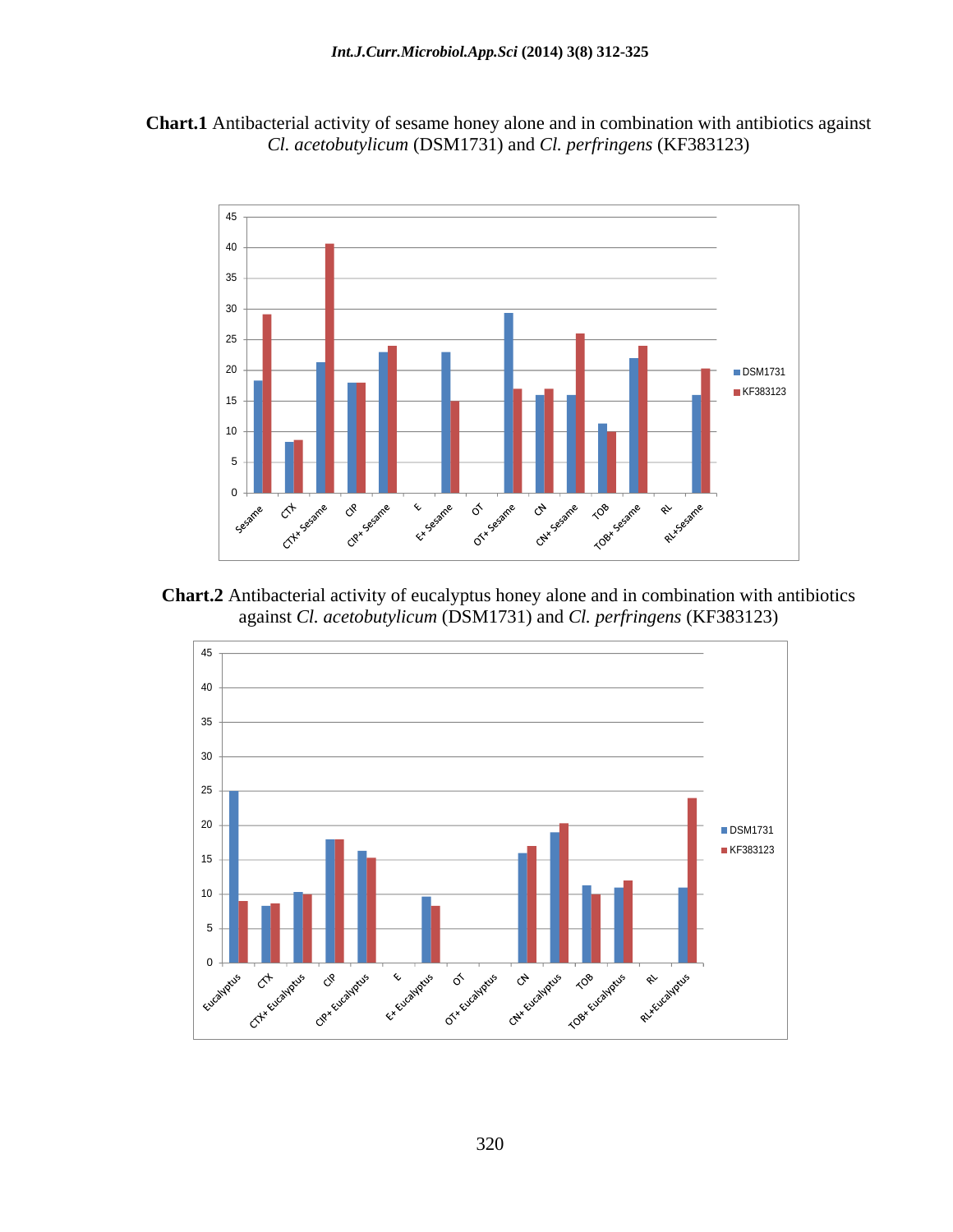**Chart.1** Antibacterial activity of sesame honey alone and in combination with antibiotics against *Cl. acetobutylicum* (DSM1731) and *Cl. perfringens* (KF383123)

45
40
35
30
25
20
15
10
5
0

Sesame
CTX
CTX+ Sesame
CIP
CIP+ Sesame
E
E+ Sesame
OT
OT+ Sesame
CN
CN+ Sesame
TOB
TOB+ Sesame
RL
RL+Sesame

DSM1731
KF383123

**Chart.2** Antibacterial activity of eucalyptus honey alone and in combination with antibiotics against *Cl. acetobutylicum* (DSM1731) and *Cl. perfringens* (KF383123)

45
40
35
30
25
20
15
10
5
0

Eucalyptus
CTX
CTX+ Eucalyptus
CIP
CIP+ Eucalyptus
E
E+ Eucalyptus
OT
OT+ Eucalyptus
CN
CN+ Eucalyptus
TOB
TOB+ Eucalyptus
RL
RL+Eucalyptus

DSM1731
KF383123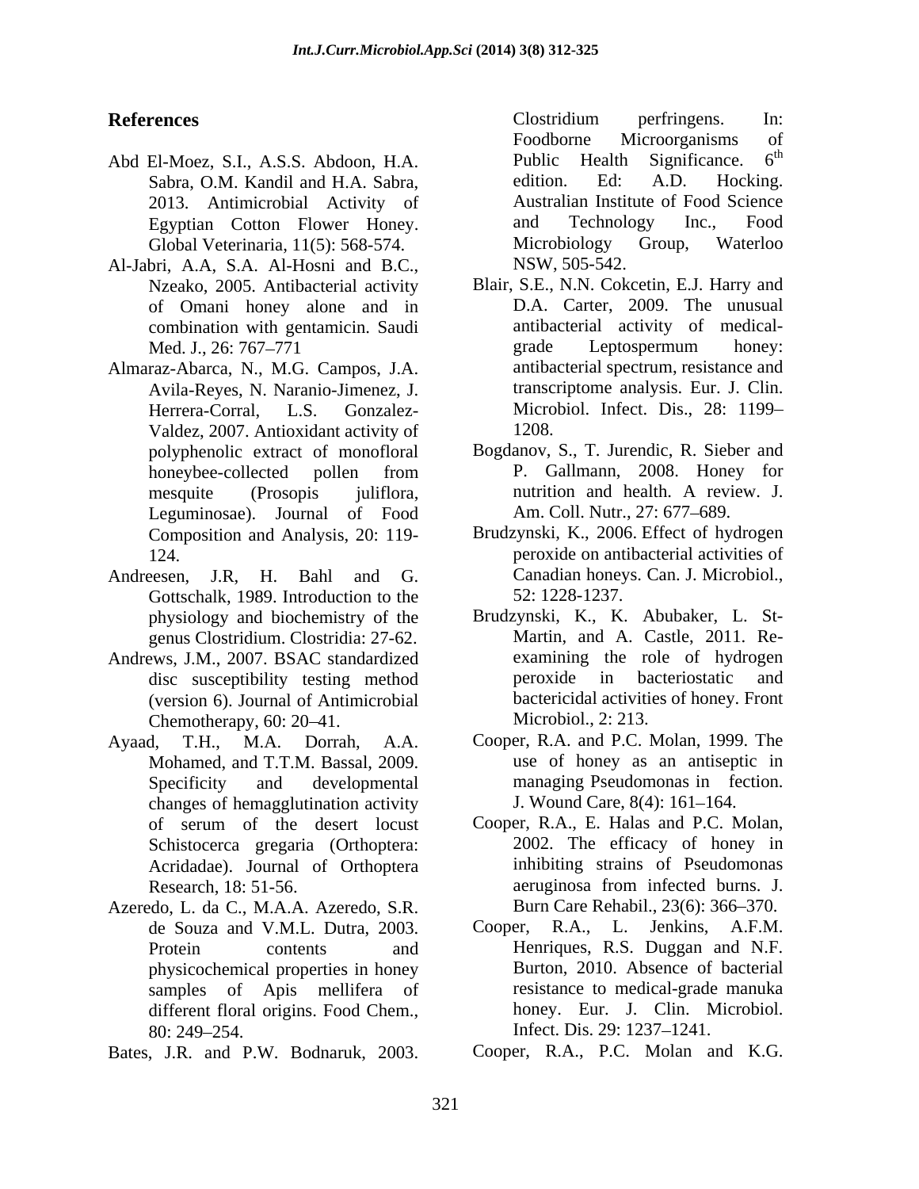## References

Abd El-Moez, S.I., A.S.S. Abdoon, H.A. Sabra, O.M. Kandil and H.A. Sabra, 2013. Antimicrobial Activity of Egyptian Cotton Flower Honey. Global Veterinaria, 11(5): 568-574.

Al-Jabri, A.A, S.A. Al-Hosni and B.C., Nzeako, 2005. Antibacterial activity of Omani honey alone and in combination with gentamicin. Saudi Med. J., 26: 767–771

Almaraz-Abarca, N., M.G. Campos, J.A. Avila-Reyes, N. Naranio-Jimenez, J. Herrera-Corral, L.S. Gonzalez-Valdez, 2007. Antioxidant activity of polyphenolic extract of monofloral honeybee-collected pollen from mesquite (Prosopis juliflora, Leguminosae). Journal of Food Composition and Analysis, 20: 119-124.

Andreesen, J.R, H. Bahl and G. Gottschalk, 1989. Introduction to the physiology and biochemistry of the genus Clostridium. Clostridia: 27-62.

Andrews, J.M., 2007. BSAC standardized disc susceptibility testing method (version 6). Journal of Antimicrobial Chemotherapy, 60: 20–41.

Ayaad, T.H., M.A. Dorrah, A.A. Mohamed, and T.T.M. Bassal, 2009. Specificity and developmental changes of hemagglutination activity of serum of the desert locust Schistocerca gregaria (Orthoptera: Acridadae). Journal of Orthoptera Research, 18: 51-56.

Azeredo, L. da C., M.A.A. Azeredo, S.R. de Souza and V.M.L. Dutra, 2003. Protein contents and physicochemical properties in honey samples of Apis mellifera of different floral origins. Food Chem., 80: 249–254.

Bates, J.R. and P.W. Bodnaruk, 2003. Clostridium perfringens. In: Foodborne Microorganisms of Public Health Significance. 6th edition. Ed: A.D. Hocking. Australian Institute of Food Science and Technology Inc., Food Microbiology Group, Waterloo NSW, 505-542.

Blair, S.E., N.N. Cokcetin, E.J. Harry and D.A. Carter, 2009. The unusual antibacterial activity of medical-grade Leptospermum honey: antibacterial spectrum, resistance and transcriptome analysis. Eur. J. Clin. Microbiol. Infect. Dis., 28: 1199–1208.

Bogdanov, S., T. Jurendic, R. Sieber and P. Gallmann, 2008. Honey for nutrition and health. A review. J. Am. Coll. Nutr., 27: 677–689.

Brudzynski, K., 2006. Effect of hydrogen peroxide on antibacterial activities of Canadian honeys. Can. J. Microbiol., 52: 1228-1237.

Brudzynski, K., K. Abubaker, L. St-Martin, and A. Castle, 2011. Re-examining the role of hydrogen peroxide in bacteriostatic and bactericidal activities of honey. Front Microbiol., 2: 213.

Cooper, R.A. and P.C. Molan, 1999. The use of honey as an antiseptic in managing Pseudomonas in fection. J. Wound Care, 8(4): 161–164.

Cooper, R.A., E. Halas and P.C. Molan, 2002. The efficacy of honey in inhibiting strains of Pseudomonas aeruginosa from infected burns. J. Burn Care Rehabil., 23(6): 366–370.

Cooper, R.A., L. Jenkins, A.F.M. Henriques, R.S. Duggan and N.F. Burton, 2010. Absence of bacterial resistance to medical-grade manuka honey. Eur. J. Clin. Microbiol. Infect. Dis. 29: 1237–1241.

Cooper, R.A., P.C. Molan and K.G.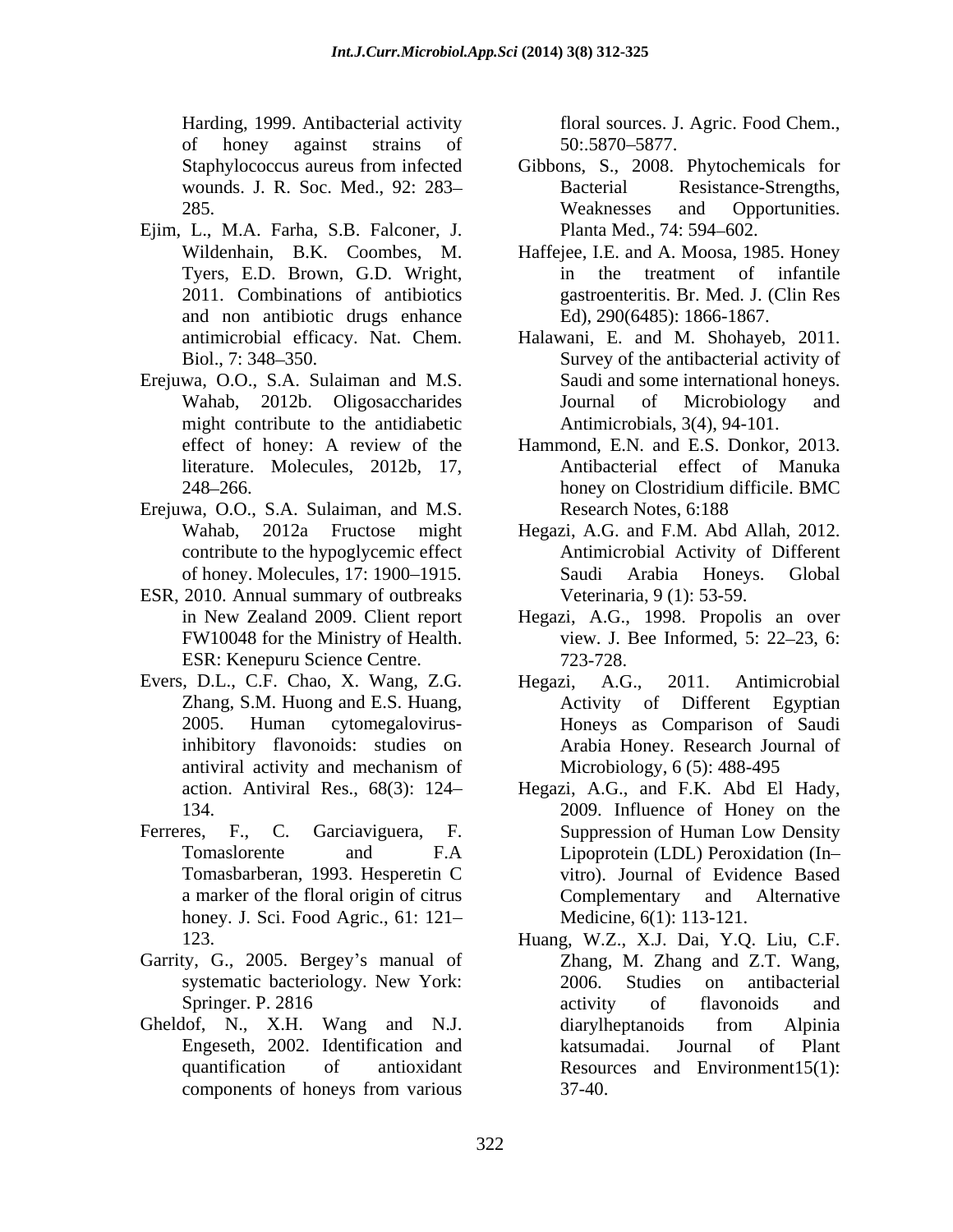Harding, 1999. Antibacterial activity of honey against strains of Staphylococcus aureus from infected wounds. J. R. Soc. Med., 92: 283–285.

Ejim, L., M.A. Farha, S.B. Falconer, J. Wildenhain, B.K. Coombes, M. Tyers, E.D. Brown, G.D. Wright, 2011. Combinations of antibiotics and non antibiotic drugs enhance antimicrobial efficacy. Nat. Chem. Biol., 7: 348–350.

Erejuwa, O.O., S.A. Sulaiman and M.S. Wahab, 2012b. Oligosaccharides might contribute to the antidiabetic effect of honey: A review of the literature. Molecules, 2012b, 17, 248–266.

Erejuwa, O.O., S.A. Sulaiman, and M.S. Wahab, 2012a Fructose might contribute to the hypoglycemic effect of honey. Molecules, 17: 1900–1915.

ESR, 2010. Annual summary of outbreaks in New Zealand 2009. Client report FW10048 for the Ministry of Health. ESR: Kenepuru Science Centre.

Evers, D.L., C.F. Chao, X. Wang, Z.G. Zhang, S.M. Huong and E.S. Huang, 2005. Human cytomegalovirus-inhibitory flavonoids: studies on antiviral activity and mechanism of action. Antiviral Res., 68(3): 124–134.

Ferreres, F., C. Garciaviguera, F. Tomaslorente and F.A Tomasbarberan, 1993. Hesperetin C a marker of the floral origin of citrus honey. J. Sci. Food Agric., 61: 121–123.

Garrity, G., 2005. Bergey's manual of systematic bacteriology. New York: Springer. P. 2816

Gheldof, N., X.H. Wang and N.J. Engeseth, 2002. Identification and quantification of antioxidant components of honeys from various floral sources. J. Agric. Food Chem., 50:.5870–5877.

Gibbons, S., 2008. Phytochemicals for Bacterial Resistance-Strengths, Weaknesses and Opportunities. Planta Med., 74: 594–602.

Haffejee, I.E. and A. Moosa, 1985. Honey in the treatment of infantile gastroenteritis. Br. Med. J. (Clin Res Ed), 290(6485): 1866-1867.

Halawani, E. and M. Shohayeb, 2011. Survey of the antibacterial activity of Saudi and some international honeys. Journal of Microbiology and Antimicrobials, 3(4), 94-101.

Hammond, E.N. and E.S. Donkor, 2013. Antibacterial effect of Manuka honey on Clostridium difficile. BMC Research Notes, 6:188

Hegazi, A.G. and F.M. Abd Allah, 2012. Antimicrobial Activity of Different Saudi Arabia Honeys. Global Veterinaria, 9 (1): 53-59.

Hegazi, A.G., 1998. Propolis an over view. J. Bee Informed, 5: 22–23, 6: 723-728.

Hegazi, A.G., 2011. Antimicrobial Activity of Different Egyptian Honeys as Comparison of Saudi Arabia Honey. Research Journal of Microbiology, 6 (5): 488-495

Hegazi, A.G., and F.K. Abd El Hady, 2009. Influence of Honey on the Suppression of Human Low Density Lipoprotein (LDL) Peroxidation (In–vitro). Journal of Evidence Based Complementary and Alternative Medicine, 6(1): 113-121.

Huang, W.Z., X.J. Dai, Y.Q. Liu, C.F. Zhang, M. Zhang and Z.T. Wang, 2006. Studies on antibacterial activity of flavonoids and diarylheptanoids from Alpinia katsumadai. Journal of Plant Resources and Environment15(1): 37-40.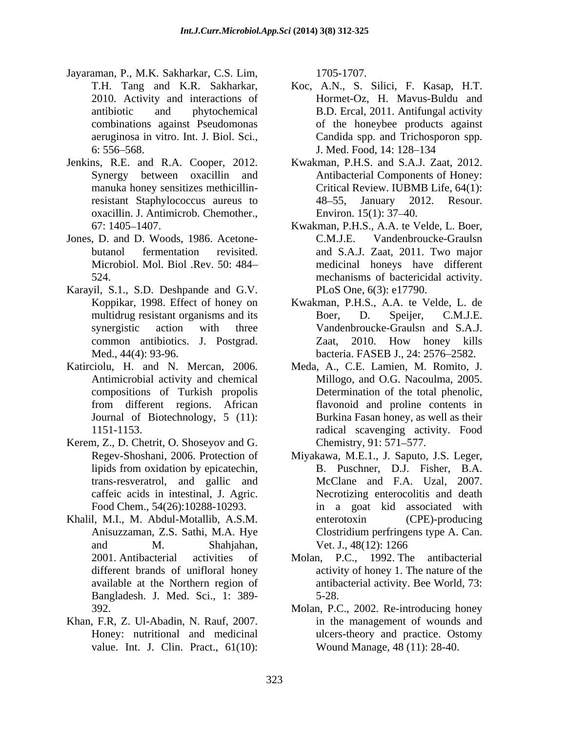Jayaraman, P., M.K. Sakharkar, C.S. Lim, T.H. Tang and K.R. Sakharkar, 2010. Activity and interactions of antibiotic and phytochemical combinations against Pseudomonas aeruginosa in vitro. Int. J. Biol. Sci., 6: 556–568.

Jenkins, R.E. and R.A. Cooper, 2012. Synergy between oxacillin and manuka honey sensitizes methicillin-resistant Staphylococcus aureus to oxacillin. J. Antimicrob. Chemother., 67: 1405–1407.

Jones, D. and D. Woods, 1986. Acetone-butanol fermentation revisited. Microbiol. Mol. Biol .Rev. 50: 484–524.

Karayil, S.1., S.D. Deshpande and G.V. Koppikar, 1998. Effect of honey on multidrug resistant organisms and its synergistic action with three common antibiotics. J. Postgrad. Med., 44(4): 93-96.

Katirciolu, H. and N. Mercan, 2006. Antimicrobial activity and chemical compositions of Turkish propolis from different regions. African Journal of Biotechnology, 5 (11): 1151-1153.

Kerem, Z., D. Chetrit, O. Shoseyov and G. Regev-Shoshani, 2006. Protection of lipids from oxidation by epicatechin, trans-resveratrol, and gallic and caffeic acids in intestinal, J. Agric. Food Chem., 54(26):10288-10293.

Khalil, M.I., M. Abdul-Motallib, A.S.M. Anisuzzaman, Z.S. Sathi, M.A. Hye and M. Shahjahan, 2001. Antibacterial activities of different brands of unifloral honey available at the Northern region of Bangladesh. J. Med. Sci., 1: 389-392.

Khan, F.R, Z. Ul-Abadin, N. Rauf, 2007. Honey: nutritional and medicinal value. Int. J. Clin. Pract., 61(10): 1705-1707.

Koc, A.N., S. Silici, F. Kasap, H.T. Hormet-Oz, H. Mavus-Buldu and B.D. Ercal, 2011. Antifungal activity of the honeybee products against Candida spp. and Trichosporon spp. J. Med. Food, 14: 128–134

Kwakman, P.H.S. and S.A.J. Zaat, 2012. Antibacterial Components of Honey: Critical Review. IUBMB Life, 64(1): 48–55, January 2012. Resour. Environ. 15(1): 37–40.

Kwakman, P.H.S., A.A. te Velde, L. Boer, C.M.J.E. Vandenbroucke-Graulsn and S.A.J. Zaat, 2011. Two major medicinal honeys have different mechanisms of bactericidal activity. PLoS One, 6(3): e17790.

Kwakman, P.H.S., A.A. te Velde, L. de Boer, D. Speijer, C.M.J.E. Vandenbroucke-Graulsn and S.A.J. Zaat, 2010. How honey kills bacteria. FASEB J., 24: 2576–2582.

Meda, A., C.E. Lamien, M. Romito, J. Millogo, and O.G. Nacoulma, 2005. Determination of the total phenolic, flavonoid and proline contents in Burkina Fasan honey, as well as their radical scavenging activity. Food Chemistry, 91: 571–577.

Miyakawa, M.E.1., J. Saputo, J.S. Leger, B. Puschner, D.J. Fisher, B.A. McClane and F.A. Uzal, 2007. Necrotizing enterocolitis and death in a goat kid associated with enterotoxin (CPE)-producing Clostridium perfringens type A. Can. Vet. J., 48(12): 1266

Molan, P.C., 1992. The antibacterial activity of honey 1. The nature of the antibacterial activity. Bee World, 73: 5-28.

Molan, P.C., 2002. Re-introducing honey in the management of wounds and ulcers-theory and practice. Ostomy Wound Manage, 48 (11): 28-40.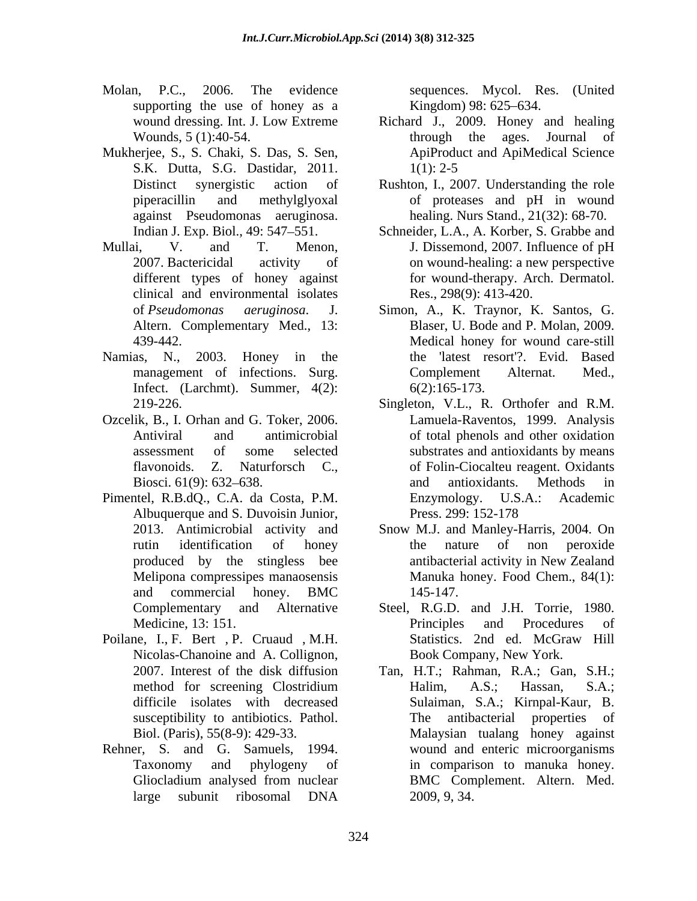Molan, P.C., 2006. The evidence supporting the use of honey as a wound dressing. Int. J. Low Extreme Wounds, 5 (1):40-54.

Mukherjee, S., S. Chaki, S. Das, S. Sen, S.K. Dutta, S.G. Dastidar, 2011. Distinct synergistic action of piperacillin and methylglyoxal against Pseudomonas aeruginosa. Indian J. Exp. Biol., 49: 547–551.

Mullai, V. and T. Menon, 2007. Bactericidal activity of different types of honey against clinical and environmental isolates of *Pseudomonas aeruginosa*. J. Altern. Complementary Med., 13: 439-442.

Namias, N., 2003. Honey in the management of infections. Surg. Infect. (Larchmt). Summer, 4(2): 219-226.

Ozcelik, B., I. Orhan and G. Toker, 2006. Antiviral and antimicrobial assessment of some selected flavonoids. Z. Naturforsch C., Biosci. 61(9): 632–638.

Pimentel, R.B.dQ., C.A. da Costa, P.M. Albuquerque and S. Duvoisin Junior, 2013. Antimicrobial activity and rutin identification of honey produced by the stingless bee Melipona compressipes manaosensis and commercial honey. BMC Complementary and Alternative Medicine, 13: 151.

Poilane, I., F. Bert , P. Cruaud , M.H. Nicolas-Chanoine and A. Collignon, 2007. Interest of the disk diffusion method for screening Clostridium difficile isolates with decreased susceptibility to antibiotics. Pathol. Biol. (Paris), 55(8-9): 429-33.

Rehner, S. and G. Samuels, 1994. Taxonomy and phylogeny of Gliocladium analysed from nuclear large subunit ribosomal DNA sequences. Mycol. Res. (United Kingdom) 98: 625–634.

Richard J., 2009. Honey and healing through the ages. Journal of ApiProduct and ApiMedical Science 1(1): 2-5

Rushton, I., 2007. Understanding the role of proteases and pH in wound healing. Nurs Stand., 21(32): 68-70.

Schneider, L.A., A. Korber, S. Grabbe and J. Dissemond, 2007. Influence of pH on wound-healing: a new perspective for wound-therapy. Arch. Dermatol. Res., 298(9): 413-420.

Simon, A., K. Traynor, K. Santos, G. Blaser, U. Bode and P. Molan, 2009. Medical honey for wound care-still the 'latest resort'?. Evid. Based Complement Alternat. Med., 6(2):165-173.

Singleton, V.L., R. Orthofer and R.M. Lamuela-Raventos, 1999. Analysis of total phenols and other oxidation substrates and antioxidants by means of Folin-Ciocalteu reagent. Oxidants and antioxidants. Methods in Enzymology. U.S.A.: Academic Press. 299: 152-178

Snow M.J. and Manley-Harris, 2004. On the nature of non peroxide antibacterial activity in New Zealand Manuka honey. Food Chem., 84(1): 145-147.

Steel, R.G.D. and J.H. Torrie, 1980. Principles and Procedures of Statistics. 2nd ed. McGraw Hill Book Company, New York.

Tan, H.T.; Rahman, R.A.; Gan, S.H.; Halim, A.S.; Hassan, S.A.; Sulaiman, S.A.; Kirnpal-Kaur, B. The antibacterial properties of Malaysian tualang honey against wound and enteric microorganisms in comparison to manuka honey. BMC Complement. Altern. Med. 2009, 9, 34.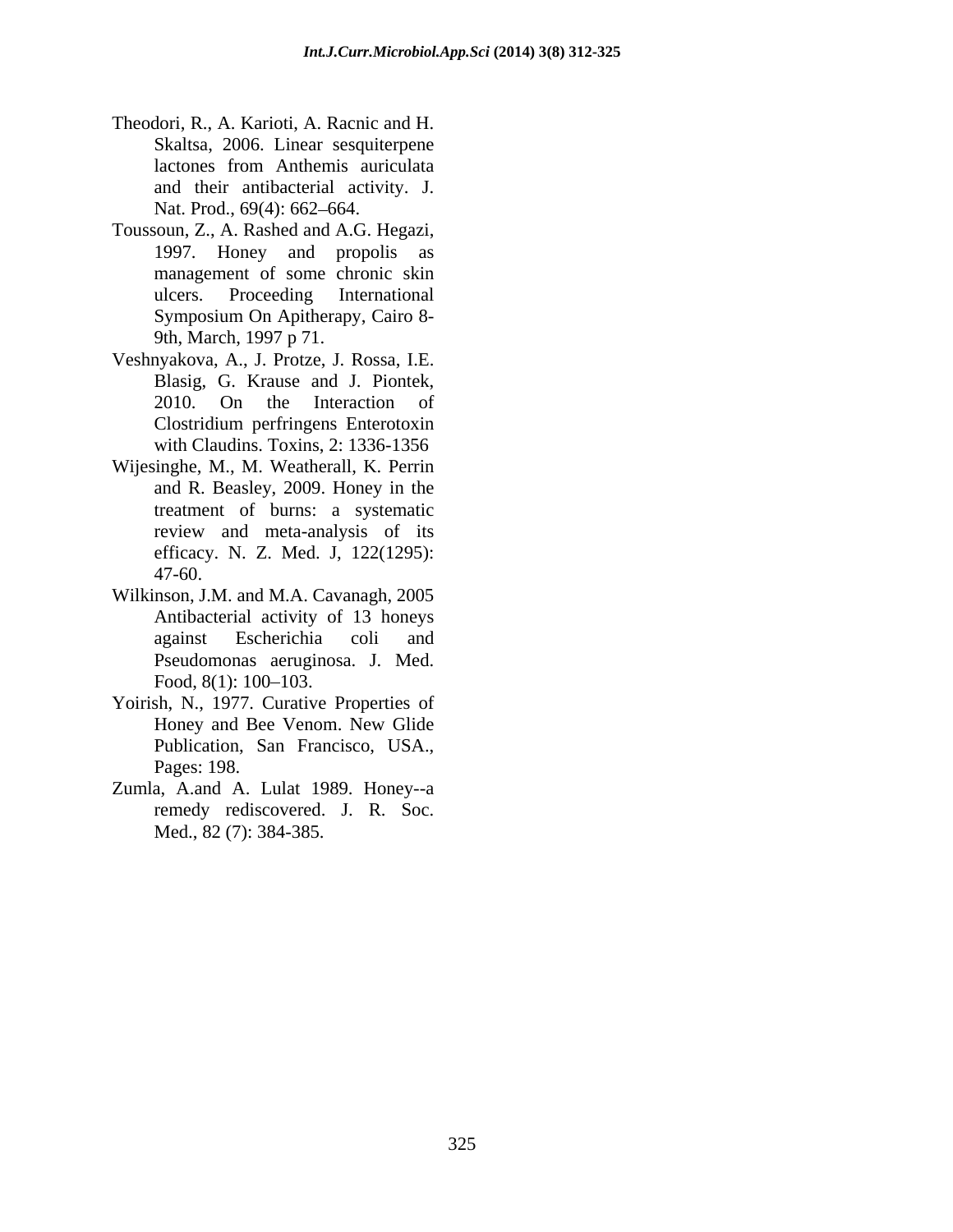Theodori, R., A. Karioti, A. Racnic and H. Skaltsa, 2006. Linear sesquiterpene lactones from Anthemis auriculata and their antibacterial activity. J. Nat. Prod., 69(4): 662–664.

Toussoun, Z., A. Rashed and A.G. Hegazi, 1997. Honey and propolis as management of some chronic skin ulcers. Proceeding International Symposium On Apitherapy, Cairo 8-9th, March, 1997 p 71.

Veshnyakova, A., J. Protze, J. Rossa, I.E. Blasig, G. Krause and J. Piontek, 2010. On the Interaction of Clostridium perfringens Enterotoxin with Claudins. Toxins, 2: 1336-1356

Wijesinghe, M., M. Weatherall, K. Perrin and R. Beasley, 2009. Honey in the treatment of burns: a systematic review and meta-analysis of its efficacy. N. Z. Med. J, 122(1295): 47-60.

Wilkinson, J.M. and M.A. Cavanagh, 2005 Antibacterial activity of 13 honeys against Escherichia coli and Pseudomonas aeruginosa. J. Med. Food, 8(1): 100–103.

Yoirish, N., 1977. Curative Properties of Honey and Bee Venom. New Glide Publication, San Francisco, USA., Pages: 198.

Zumla, A.and A. Lulat 1989. Honey--a remedy rediscovered. J. R. Soc. Med., 82 (7): 384-385.